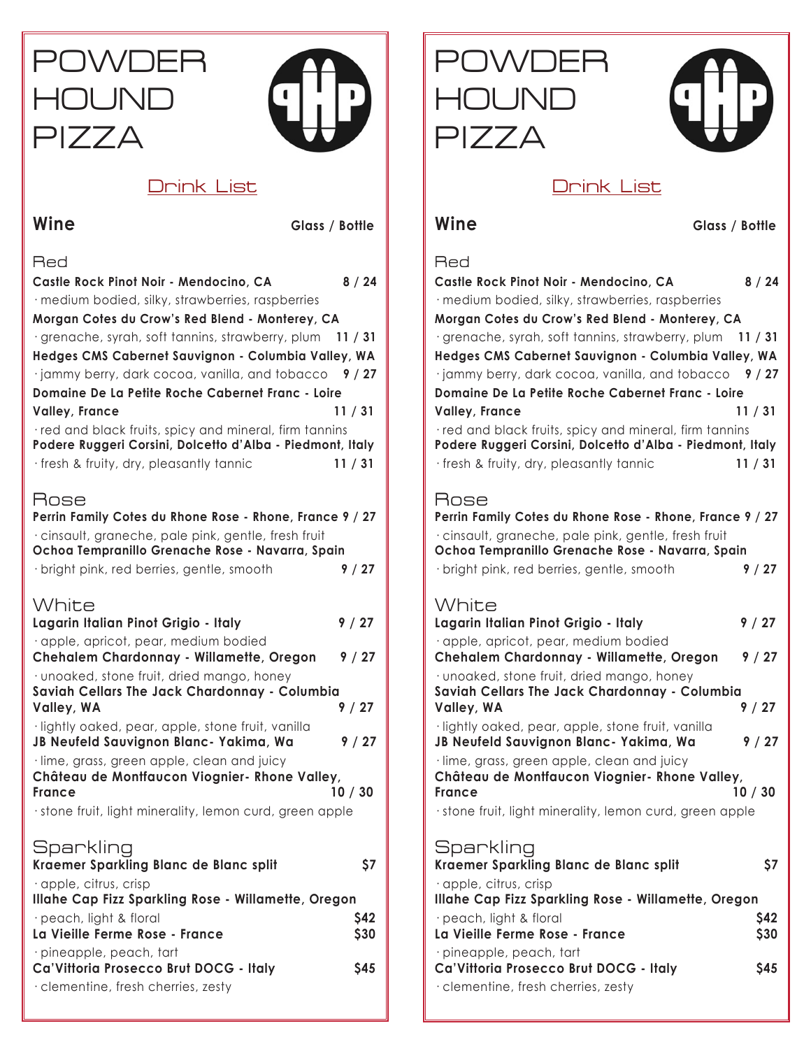# POWDER HOUND PIZZA

## Drink List

## Wine

**Glass / Bottle**

### Red

**Castle Rock Pinot Noir - Mendocino, CA** 8 / 24
· medium bodied, silky, strawberries, raspberries

**Morgan Cotes du Crow's Red Blend - Monterey, CA**
· grenache, syrah, soft tannins, strawberry, plum 11 / 31

**Hedges CMS Cabernet Sauvignon - Columbia Valley, WA**
· jammy berry, dark cocoa, vanilla, and tobacco 9 / 27

**Domaine De La Petite Roche Cabernet Franc - Loire Valley, France** 11 / 31
· red and black fruits, spicy and mineral, firm tannins

**Podere Ruggeri Corsini, Dolcetto d'Alba - Piedmont, Italy**
· fresh & fruity, dry, pleasantly tannic 11 / 31

### Rose

**Perrin Family Cotes du Rhone Rose - Rhone, France** 9 / 27
· cinsault, graneche, pale pink, gentle, fresh fruit

**Ochoa Tempranillo Grenache Rose - Navarra, Spain**
· bright pink, red berries, gentle, smooth 9 / 27

### White

**Lagarin Italian Pinot Grigio - Italy** 9 / 27
· apple, apricot, pear, medium bodied

**Chehalem Chardonnay - Willamette, Oregon** 9 / 27
· unoaked, stone fruit, dried mango, honey

**Saviah Cellars The Jack Chardonnay - Columbia Valley, WA** 9 / 27
· lightly oaked, pear, apple, stone fruit, vanilla

**JB Neufeld Sauvignon Blanc- Yakima, Wa** 9 / 27
· lime, grass, green apple, clean and juicy

**Château de Montfaucon Viognier- Rhone Valley, France** 10 / 30
· stone fruit, light minerality, lemon curd, green apple

### Sparkling

**Kraemer Sparkling Blanc de Blanc split** $7
· apple, citrus, crisp

**Illahe Cap Fizz Sparkling Rose - Willamette, Oregon**
· peach, light & floral $42

**La Vieille Ferme Rose - France** $30
· pineapple, peach, tart

**Ca'Vittoria Prosecco Brut DOCG - Italy** $45
· clementine, fresh cherries, zesty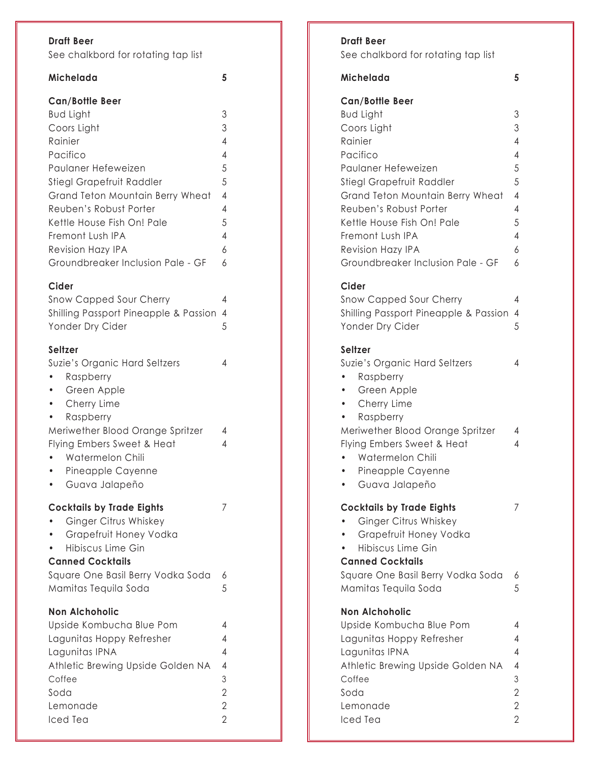**Draft Beer**
See chalkbord for rotating tap list

**Michelada** 5

**Can/Bottle Beer**

| | |
|---|---|
| Bud Light | 3 |
| Coors Light | 3 |
| Rainier | 4 |
| Pacifico | 4 |
| Paulaner Hefeweizen | 5 |
| Stiegl Grapefruit Raddler | 5 |
| Grand Teton Mountain Berry Wheat | 4 |
| Reuben's Robust Porter | 4 |
| Kettle House Fish On! Pale | 5 |
| Fremont Lush IPA | 4 |
| Revision Hazy IPA | 6 |
| Groundbreaker Inclusion Pale - GF | 6 |

**Cider**

| | |
|---|---|
| Snow Capped Sour Cherry | 4 |
| Shilling Passport Pineapple & Passion | 4 |
| Yonder Dry Cider | 5 |

**Seltzer**

Suzie's Organic Hard Seltzers 4

- Raspberry
- Green Apple
- Cherry Lime
- Raspberry

Meriwether Blood Orange Spritzer 4

Flying Embers Sweet & Heat 4

- Watermelon Chili
- Pineapple Cayenne
- Guava Jalapeño

**Cocktails by Trade Eights** 7

- Ginger Citrus Whiskey
- Grapefruit Honey Vodka
- Hibiscus Lime Gin

**Canned Cocktails**

| | |
|---|---|
| Square One Basil Berry Vodka Soda | 6 |
| Mamitas Tequila Soda | 5 |

**Non Alcholoic**

| | |
|---|---|
| Upside Kombucha Blue Pom | 4 |
| Lagunitas Hoppy Refresher | 4 |
| Lagunitas IPNA | 4 |
| Athletic Brewing Upside Golden NA | 4 |
| Coffee | 3 |
| Soda | 2 |
| Lemonade | 2 |
| Iced Tea | 2 |

**Draft Beer**
See chalkbord for rotating tap list

**Michelada** 5

**Can/Bottle Beer**

| | |
|---|---|
| Bud Light | 3 |
| Coors Light | 3 |
| Rainier | 4 |
| Pacifico | 4 |
| Paulaner Hefeweizen | 5 |
| Stiegl Grapefruit Raddler | 5 |
| Grand Teton Mountain Berry Wheat | 4 |
| Reuben's Robust Porter | 4 |
| Kettle House Fish On! Pale | 5 |
| Fremont Lush IPA | 4 |
| Revision Hazy IPA | 6 |
| Groundbreaker Inclusion Pale - GF | 6 |

**Cider**

| | |
|---|---|
| Snow Capped Sour Cherry | 4 |
| Shilling Passport Pineapple & Passion | 4 |
| Yonder Dry Cider | 5 |

**Seltzer**

Suzie's Organic Hard Seltzers 4

- Raspberry
- Green Apple
- Cherry Lime
- Raspberry

Meriwether Blood Orange Spritzer 4

Flying Embers Sweet & Heat 4

- Watermelon Chili
- Pineapple Cayenne
- Guava Jalapeño

**Cocktails by Trade Eights** 7

- Ginger Citrus Whiskey
- Grapefruit Honey Vodka
- Hibiscus Lime Gin

**Canned Cocktails**

| | |
|---|---|
| Square One Basil Berry Vodka Soda | 6 |
| Mamitas Tequila Soda | 5 |

**Non Alcholoic**

| | |
|---|---|
| Upside Kombucha Blue Pom | 4 |
| Lagunitas Hoppy Refresher | 4 |
| Lagunitas IPNA | 4 |
| Athletic Brewing Upside Golden NA | 4 |
| Coffee | 3 |
| Soda | 2 |
| Lemonade | 2 |
| Iced Tea | 2 |